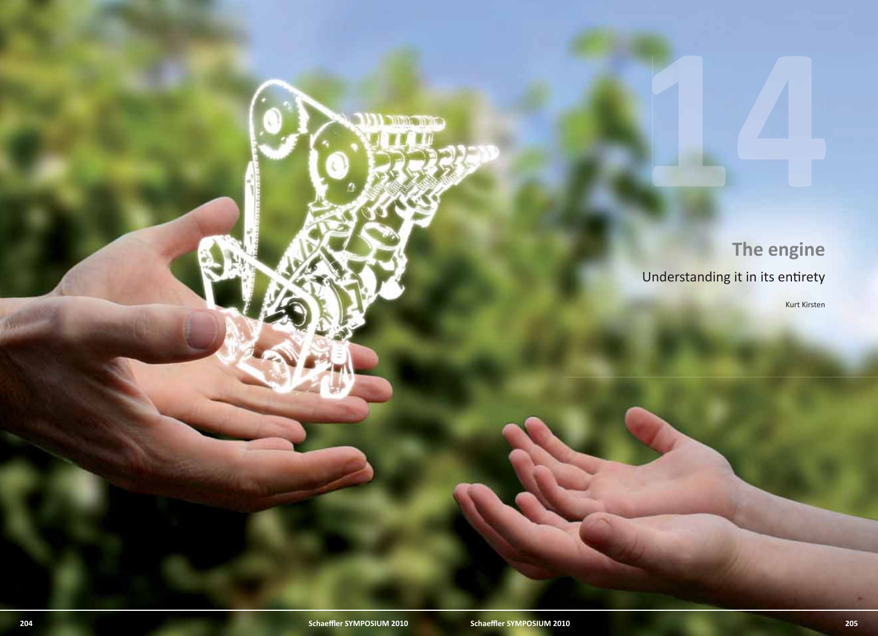14

# The engine

## Understanding it in its entirety

Kurt Kirsten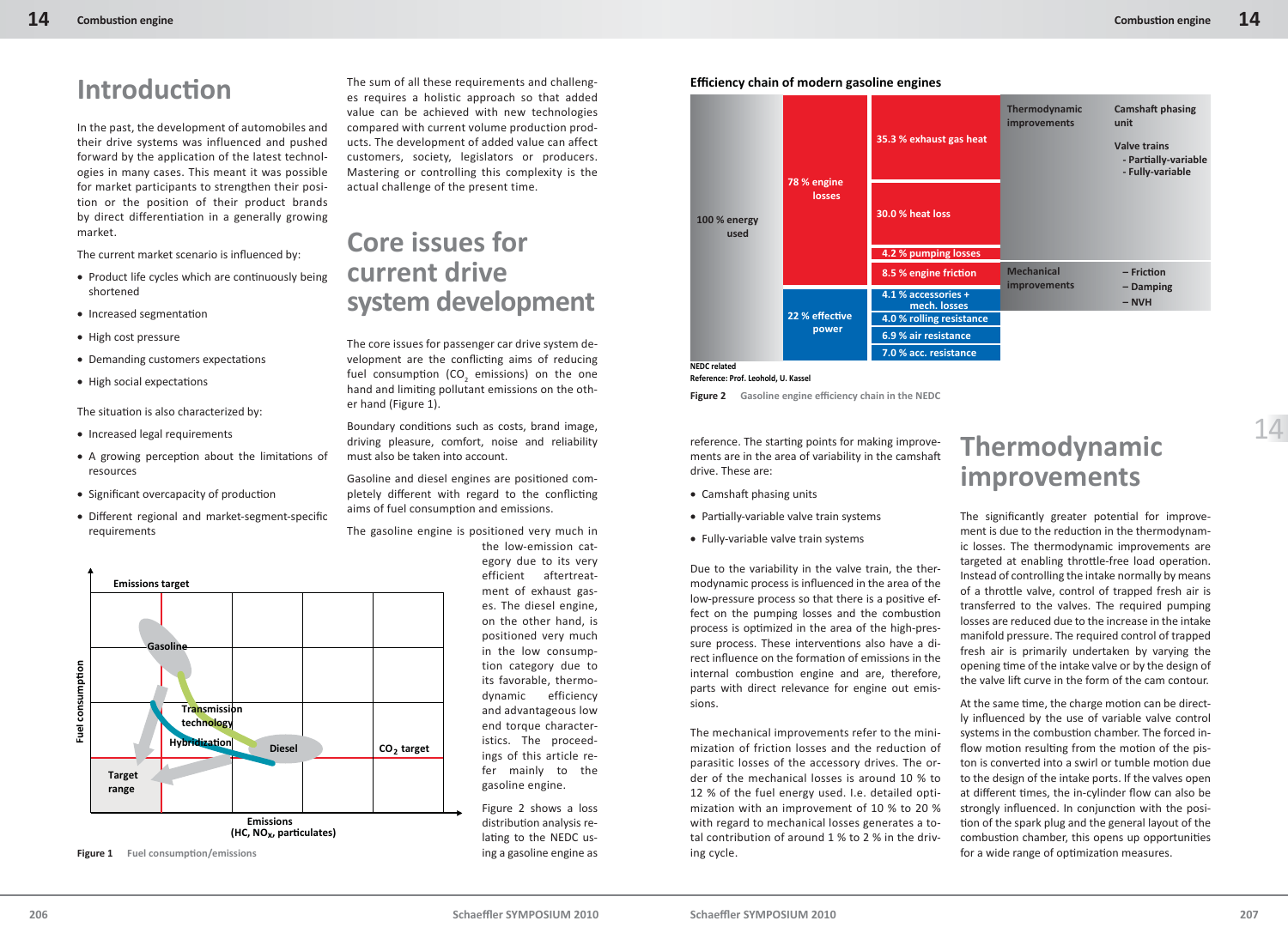# Introduction

In the past, the development of automobiles and their drive systems was influenced and pushed forward by the application of the latest technologies in many cases. This meant it was possible for market participants to strengthen their position or the position of their product brands by direct differentiation in a generally growing market.

The current market scenario is influenced by:

- Product life cycles which are continuously being shortened
- Increased segmentation
- High cost pressure
- Demanding customers expectations
- High social expectations

The situation is also characterized by:

- Increased legal requirements
- A growing perception about the limitations of resources
- Significant overcapacity of production
- Different regional and market-segment-specific requirements

The sum of all these requirements and challenges requires a holistic approach so that added value can be achieved with new technologies compared with current volume production products. The development of added value can affect customers, society, legislators or producers. Mastering or controlling this complexity is the actual challenge of the present time.

# Core issues for current drive system development

The core issues for passenger car drive system development are the conflicting aims of reducing fuel consumption ($CO_2$ emissions) on the one hand and limiting pollutant emissions on the other hand (Figure 1).

Boundary conditions such as costs, brand image, driving pleasure, comfort, noise and reliability must also be taken into account.

Gasoline and diesel engines are positioned completely different with regard to the conflicting aims of fuel consumption and emissions.

The gasoline engine is positioned very much in the low-emission category due to its very efficient aftertreatment of exhaust gases. The diesel engine, on the other hand, is positioned very much in the low consumption category due to its favorable, thermodynamic efficiency and advantageous low end torque characteristics. The proceedings of this article refer mainly to the gasoline engine.

Figure 1 Fuel consumption/emissions

Figure 2 shows a loss distribution analysis relating to the NEDC using a gasoline engine as reference. The starting points for making improvements are in the area of variability in the camshaft drive. These are:

- Camshaft phasing units
- Partially-variable valve train systems
- Fully-variable valve train systems

Due to the variability in the valve train, the thermodynamic process is influenced in the area of the low-pressure process so that there is a positive effect on the pumping losses and the combustion process is optimized in the area of the high-pressure process. These interventions also have a direct influence on the formation of emissions in the internal combustion engine and are, therefore, parts with direct relevance for engine out emissions.

The mechanical improvements refer to the minimization of friction losses and the reduction of parasitic losses of the accessory drives. The order of the mechanical losses is around 10 % to 12 % of the fuel energy used. I.e. detailed optimization with an improvement of 10 % to 20 % with regard to mechanical losses generates a total contribution of around 1 % to 2 % in the driving cycle.

**Efficiency chain of modern gasoline engines**

NEDC related
Reference: Prof. Leohold, U. Kassel

Figure 2 Gasoline engine efficiency chain in the NEDC

# Thermodynamic improvements

The significantly greater potential for improvement is due to the reduction in the thermodynamic losses. The thermodynamic improvements are targeted at enabling throttle-free load operation. Instead of controlling the intake normally by means of a throttle valve, control of trapped fresh air is transferred to the valves. The required pumping losses are reduced due to the increase in the intake manifold pressure. The required control of trapped fresh air is primarily undertaken by varying the opening time of the intake valve or by the design of the valve lift curve in the form of the cam contour.

At the same time, the charge motion can be directly influenced by the use of variable valve control systems in the combustion chamber. The forced inflow motion resulting from the motion of the piston is converted into a swirl or tumble motion due to the design of the intake ports. If the valves open at different times, the in-cylinder flow can also be strongly influenced. In conjunction with the position of the spark plug and the general layout of the combustion chamber, this opens up opportunities for a wide range of optimization measures.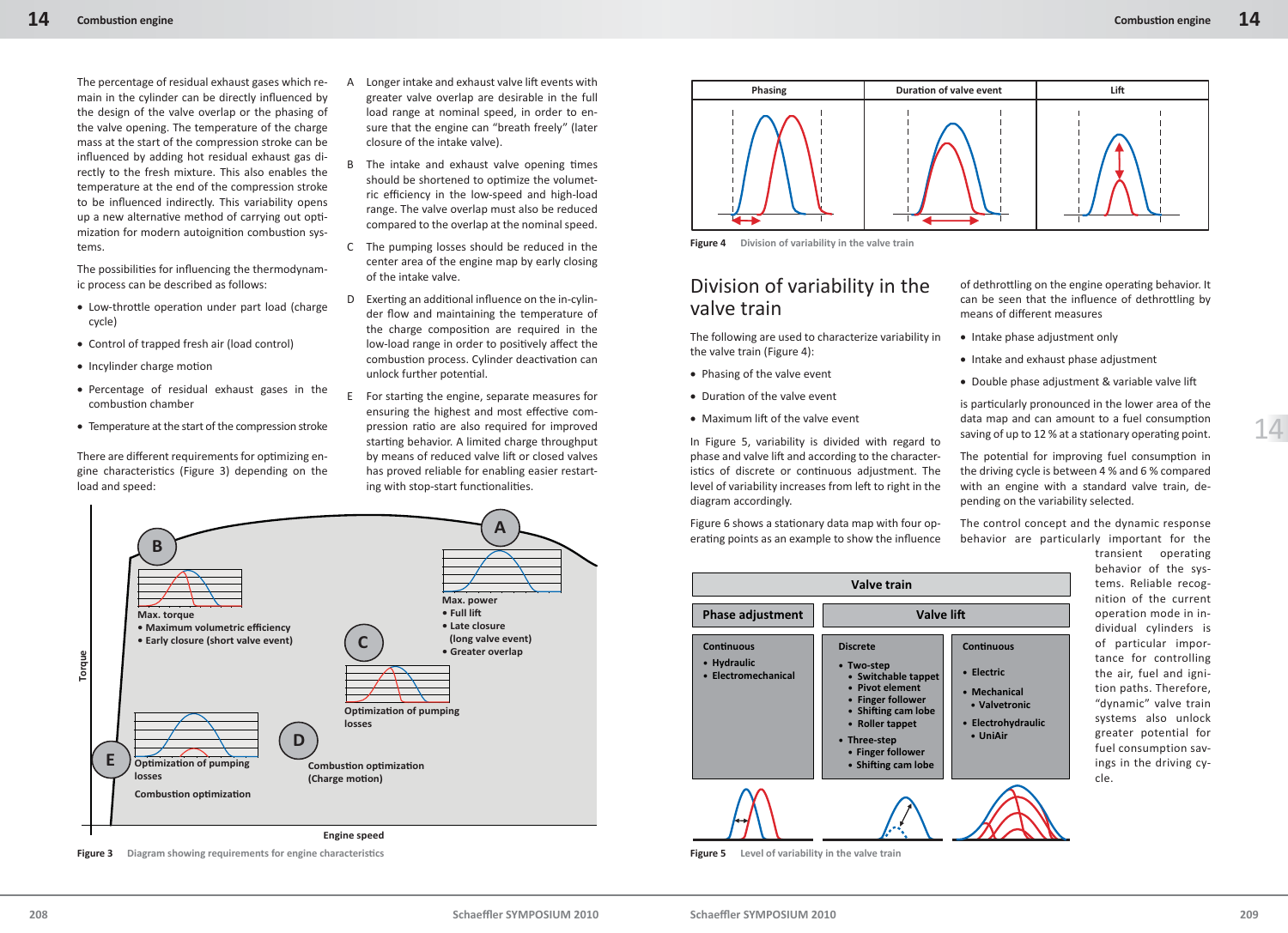The percentage of residual exhaust gases which remain in the cylinder can be directly influenced by the design of the valve overlap or the phasing of the valve opening. The temperature of the charge mass at the start of the compression stroke can be influenced by adding hot residual exhaust gas directly to the fresh mixture. This also enables the temperature at the end of the compression stroke to be influenced indirectly. This variability opens up a new alternative method of carrying out optimization for modern autoignition combustion systems.

The possibilities for influencing the thermodynamic process can be described as follows:

- Low-throttle operation under part load (charge cycle)
- Control of trapped fresh air (load control)
- Incylinder charge motion
- Percentage of residual exhaust gases in the combustion chamber
- Temperature at the start of the compression stroke

There are different requirements for optimizing engine characteristics (Figure 3) depending on the load and speed:

A Longer intake and exhaust valve lift events with greater valve overlap are desirable in the full load range at nominal speed, in order to ensure that the engine can "breath freely" (later closure of the intake valve).

B The intake and exhaust valve opening times should be shortened to optimize the volumetric efficiency in the low-speed and high-load range. The valve overlap must also be reduced compared to the overlap at the nominal speed.

C The pumping losses should be reduced in the center area of the engine map by early closing of the intake valve.

D Exerting an additional influence on the in-cylinder flow and maintaining the temperature of the charge composition are required in the low-load range in order to positively affect the combustion process. Cylinder deactivation can unlock further potential.

E For starting the engine, separate measures for ensuring the highest and most effective compression ratio are also required for improved starting behavior. A limited charge throughput by means of reduced valve lift or closed valves has proved reliable for enabling easier restarting with stop-start functionalities.

Torque | Engine speed

B: Max. torque
- Maximum volumetric efficiency
- Early closure (short valve event)

A: Max. power
- Full lift
- Late closure (long valve event)
- Greater overlap

C: Optimization of pumping losses

D: Combustion optimization (Charge motion)

E: Optimization of pumping losses; Combustion optimization

Figure 3 Diagram showing requirements for engine characteristics

Phasing | Duration of valve event | Lift

Figure 4 Division of variability in the valve train

## Division of variability in the valve train

The following are used to characterize variability in the valve train (Figure 4):

- Phasing of the valve event
- Duration of the valve event
- Maximum lift of the valve event

In Figure 5, variability is divided with regard to phase and valve lift and according to the characteristics of discrete or continuous adjustment. The level of variability increases from left to right in the diagram accordingly.

Figure 6 shows a stationary data map with four operating points as an example to show the influence of dethrottling on the engine operating behavior. It can be seen that the influence of dethrottling by means of different measures

- Intake phase adjustment only
- Intake and exhaust phase adjustment
- Double phase adjustment & variable valve lift

is particularly pronounced in the lower area of the data map and can amount to a fuel consumption saving of up to 12 % at a stationary operating point.

The potential for improving fuel consumption in the driving cycle is between 4 % and 6 % compared with an engine with a standard valve train, depending on the variability selected.

The control concept and the dynamic response behavior are particularly important for the transient operating behavior of the systems. Reliable recognition of the current operation mode in individual cylinders is of particular importance for controlling the air, fuel and ignition paths. Therefore, "dynamic" valve train systems also unlock greater potential for fuel consumption savings in the driving cycle.

| Valve train | | |
|---|---|---|
| **Phase adjustment** | **Valve lift** | |
| **Continuous**<br>- Hydraulic<br>- Electromechanical | **Discrete**<br>- Two-step<br>  - Switchable tappet<br>  - Pivot element<br>  - Finger follower<br>  - Shifting cam lobe<br>  - Roller tappet<br>- Three-step<br>  - Finger follower<br>  - Shifting cam lobe | **Continuous**<br>- Electric<br>- Mechanical<br>  - Valvetronic<br>- Electrohydraulic<br>  - UniAir |

Figure 5 Level of variability in the valve train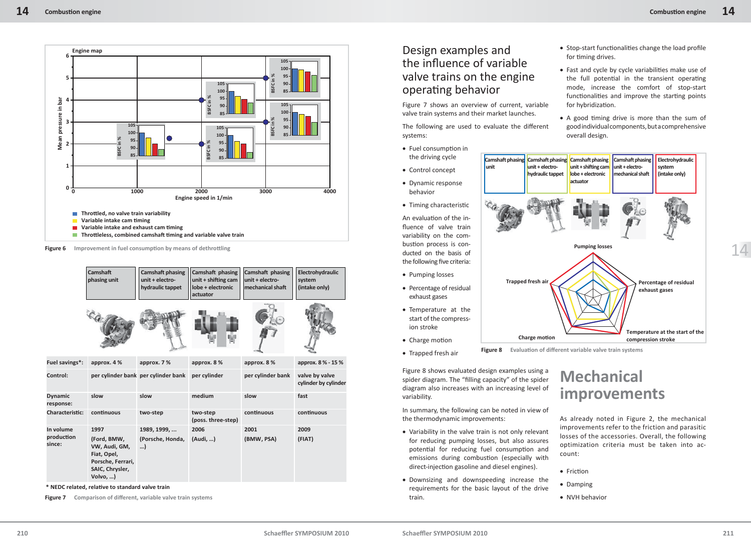Figure 6 Improvement in fuel consumption by means of dethrottling

| | Camshaft phasing unit | Camshaft phasing unit + electro-hydraulic tappet | Camshaft phasing unit + shifting cam lobe + electronic actuator | Camshaft phasing unit + electro-mechanical shaft | Electrohydraulic system (intake only) |
|---|---|---|---|---|---|
| Fuel savings*: | approx. 4 % | approx. 7 % | approx. 8 % | approx. 8 % | approx. 8 % - 15 % |
| Control: | per cylinder bank | per cylinder bank | per cylinder | per cylinder bank | valve by valve cylinder by cylinder |
| Dynamic response: | slow | slow | medium | slow | fast |
| Characteristic: | continuous | two-step | two-step (poss. three-step) | continuous | continuous |
| In volume production since: | 1997 (Ford, BMW, VW, Audi, GM, Fiat, Opel, Porsche, Ferrari, SAIC, Chrysler, Volvo, ...) | 1989, 1999, ... (Porsche, Honda, ...) | 2006 (Audi, ...) | 2001 (BMW, PSA) | 2009 (FIAT) |

\* NEDC related, relative to standard valve train

Figure 7 Comparison of different, variable valve train systems

## Design examples and the influence of variable valve trains on the engine operating behavior

Figure 7 shows an overview of current, variable valve train systems and their market launches.

The following are used to evaluate the different systems:

- Fuel consumption in the driving cycle
- Control concept
- Dynamic response behavior
- Timing characteristic

An evaluation of the influence of valve train variability on the combustion process is conducted on the basis of the following five criteria:

- Pumping losses
- Percentage of residual exhaust gases
- Temperature at the start of the compression stroke
- Charge motion
- Trapped fresh air

Figure 8 shows evaluated design examples using a spider diagram. The "filling capacity" of the spider diagram also increases with an increasing level of variability.

In summary, the following can be noted in view of the thermodynamic improvements:

- Variability in the valve train is not only relevant for reducing pumping losses, but also assures potential for reducing fuel consumption and emissions during combustion (especially with direct-injection gasoline and diesel engines).
- Downsizing and downspeeding increase the requirements for the basic layout of the drive train.
- Stop-start functionalities change the load profile for timing drives.
- Fast and cycle by cycle variabilities make use of the full potential in the transient operating mode, increase the comfort of stop-start functionalities and improve the starting points for hybridization.
- A good timing drive is more than the sum of good individual components, but a comprehensive overall design.

Figure 8 Evaluation of different variable valve train systems

## Mechanical improvements

As already noted in Figure 2, the mechanical improvements refer to the friction and parasitic losses of the accessories. Overall, the following optimization criteria must be taken into account:

- Friction
- Damping
- NVH behavior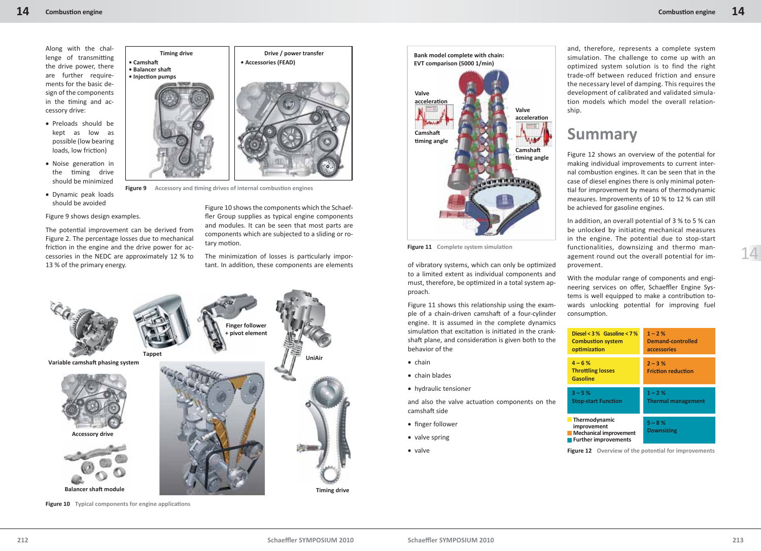Along with the challenge of transmitting the drive power, there are further requirements for the basic design of the components in the timing and accessory drive:

- Preloads should be kept as low as possible (low bearing loads, low friction)
- Noise generation in the timing drive should be minimized
- Dynamic peak loads should be avoided

Figure 9 shows design examples.

Timing drive
- Camshaft
- Balancer shaft
- Injection pumps

Drive / power transfer
- Accessories (FEAD)

**Figure 9** Accessory and timing drives of internal combustion engines

The potential improvement can be derived from Figure 2. The percentage losses due to mechanical friction in the engine and the drive power for accessories in the NEDC are approximately 12 % to 13 % of the primary energy.

Figure 10 shows the components which the Schaeffler Group supplies as typical engine components and modules. It can be seen that most parts are components which are subjected to a sliding or rotary motion.

The minimization of losses is particularly important. In addition, these components are elements

Variable camshaft phasing system

Tappet

Finger follower + pivot element

UniAir

Accessory drive

Balancer shaft module

Timing drive

**Figure 10** Typical components for engine applications

Bank model complete with chain: EVT comparison (5000 1/min)

Valve acceleration

Camshaft timing angle

Valve acceleration

Camshaft timing angle

**Figure 11** Complete system simulation

of vibratory systems, which can only be optimized to a limited extent as individual components and must, therefore, be optimized in a total system approach.

Figure 11 shows this relationship using the example of a chain-driven camshaft of a four-cylinder engine. It is assumed in the complete dynamics simulation that excitation is initiated in the crankshaft plane, and consideration is given both to the behavior of the

- chain
- chain blades
- hydraulic tensioner

and also the valve actuation components on the camshaft side

- finger follower
- valve spring
- valve

and, therefore, represents a complete system simulation. The challenge to come up with an optimized system solution is to find the right trade-off between reduced friction and ensure the necessary level of damping. This requires the development of calibrated and validated simulation models which model the overall relationship.

## Summary

Figure 12 shows an overview of the potential for making individual improvements to current internal combustion engines. It can be seen that in the case of diesel engines there is only minimal potential for improvement by means of thermodynamic measures. Improvements of 10 % to 12 % can still be achieved for gasoline engines.

In addition, an overall potential of 3 % to 5 % can be unlocked by initiating mechanical measures in the engine. The potential due to stop-start functionalities, downsizing and thermo management round out the overall potential for improvement.

With the modular range of components and engineering services on offer, Schaeffler Engine Systems is well equipped to make a contribution towards unlocking potential for improving fuel consumption.

| | |
|---|---|
| Diesel < 3 % Gasoline < 7 % Combustion system optimization | 1 – 2 % Demand-controlled accessories |
| 4 – 6 % Throttling losses Gasoline | 2 – 3 % Friction reduction |
| 3 – 5 % Stop-start Function | 1 – 2 % Thermal management |
| Thermodynamic improvement; Mechanical improvement; Further improvements | 5 – 8 % Downsizing |

**Figure 12** Overview of the potential for improvements